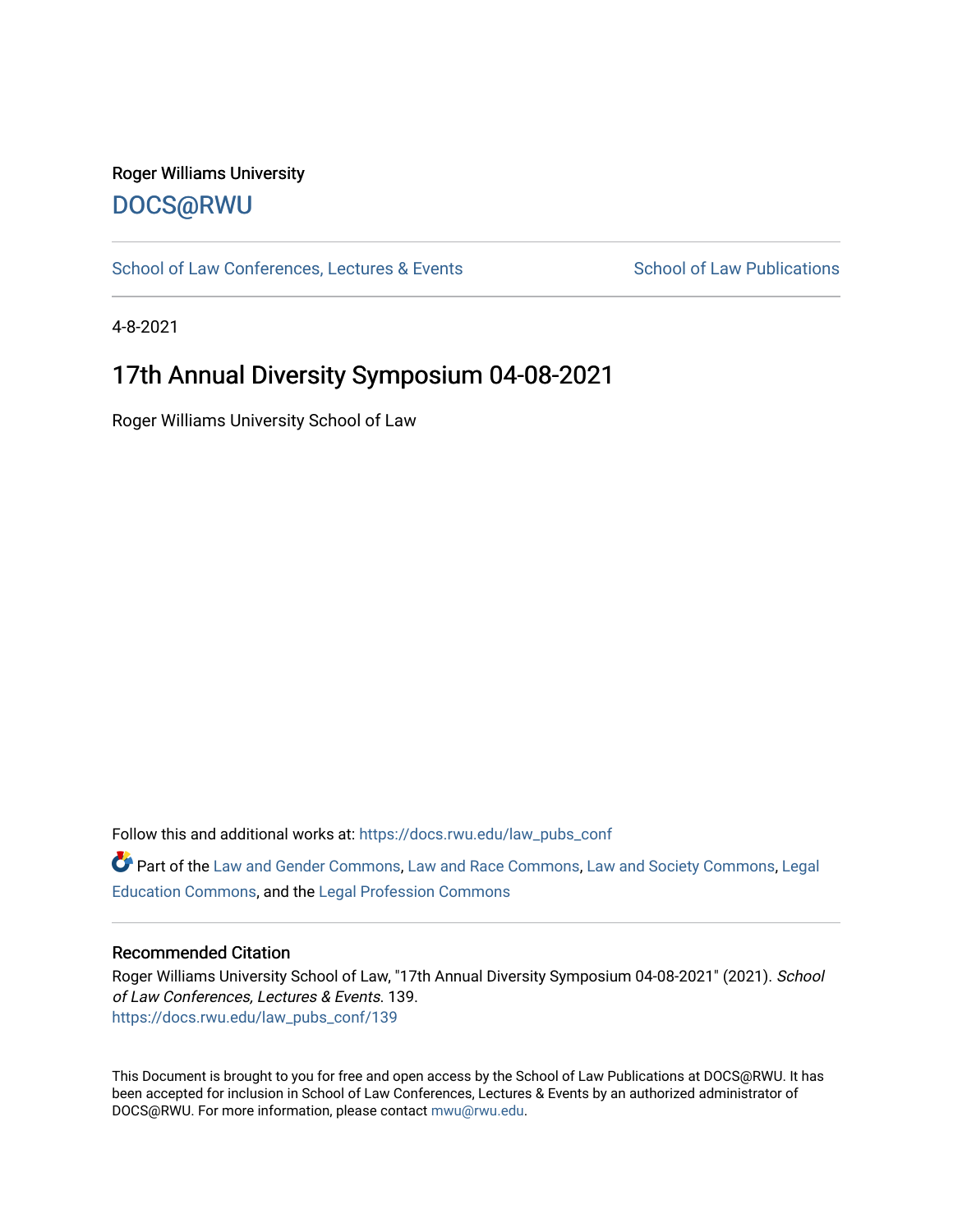Roger Williams University

DOCS@RWU

School of Law Conferences, Lectures & Events

School of Law Publications

4-8-2021

# 17th Annual Diversity Symposium 04-08-2021

Roger Williams University School of Law

Follow this and additional works at: https://docs.rwu.edu/law_pubs_conf

Part of the Law and Gender Commons, Law and Race Commons, Law and Society Commons, Legal Education Commons, and the Legal Profession Commons

### Recommended Citation

Roger Williams University School of Law, "17th Annual Diversity Symposium 04-08-2021" (2021). *School of Law Conferences, Lectures & Events*. 139.
https://docs.rwu.edu/law_pubs_conf/139

This Document is brought to you for free and open access by the School of Law Publications at DOCS@RWU. It has been accepted for inclusion in School of Law Conferences, Lectures & Events by an authorized administrator of DOCS@RWU. For more information, please contact mwu@rwu.edu.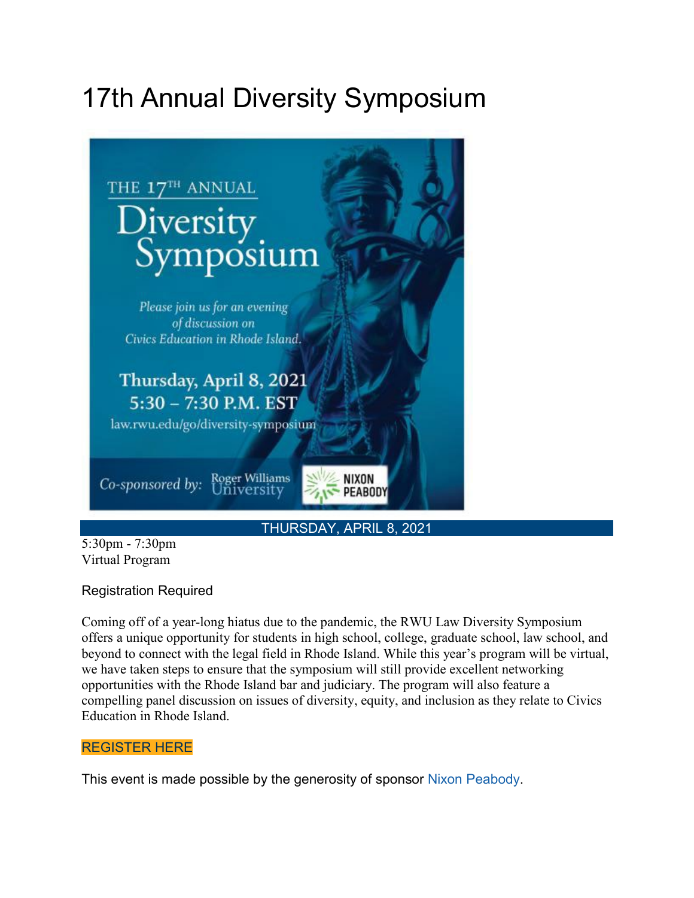# 17th Annual Diversity Symposium

THE 17TH ANNUAL

Diversity Symposium

*Please join us for an evening of discussion on Civics Education in Rhode Island.*

Thursday, April 8, 2021
5:30 – 7:30 P.M. EST

law.rwu.edu/go/diversity-symposium

*Co-sponsored by:* Roger Williams University | NIXON PEABODY

THURSDAY, APRIL 8, 2021

5:30pm - 7:30pm
Virtual Program

Registration Required

Coming off of a year-long hiatus due to the pandemic, the RWU Law Diversity Symposium offers a unique opportunity for students in high school, college, graduate school, law school, and beyond to connect with the legal field in Rhode Island. While this year's program will be virtual, we have taken steps to ensure that the symposium will still provide excellent networking opportunities with the Rhode Island bar and judiciary. The program will also feature a compelling panel discussion on issues of diversity, equity, and inclusion as they relate to Civics Education in Rhode Island.

REGISTER HERE

This event is made possible by the generosity of sponsor Nixon Peabody.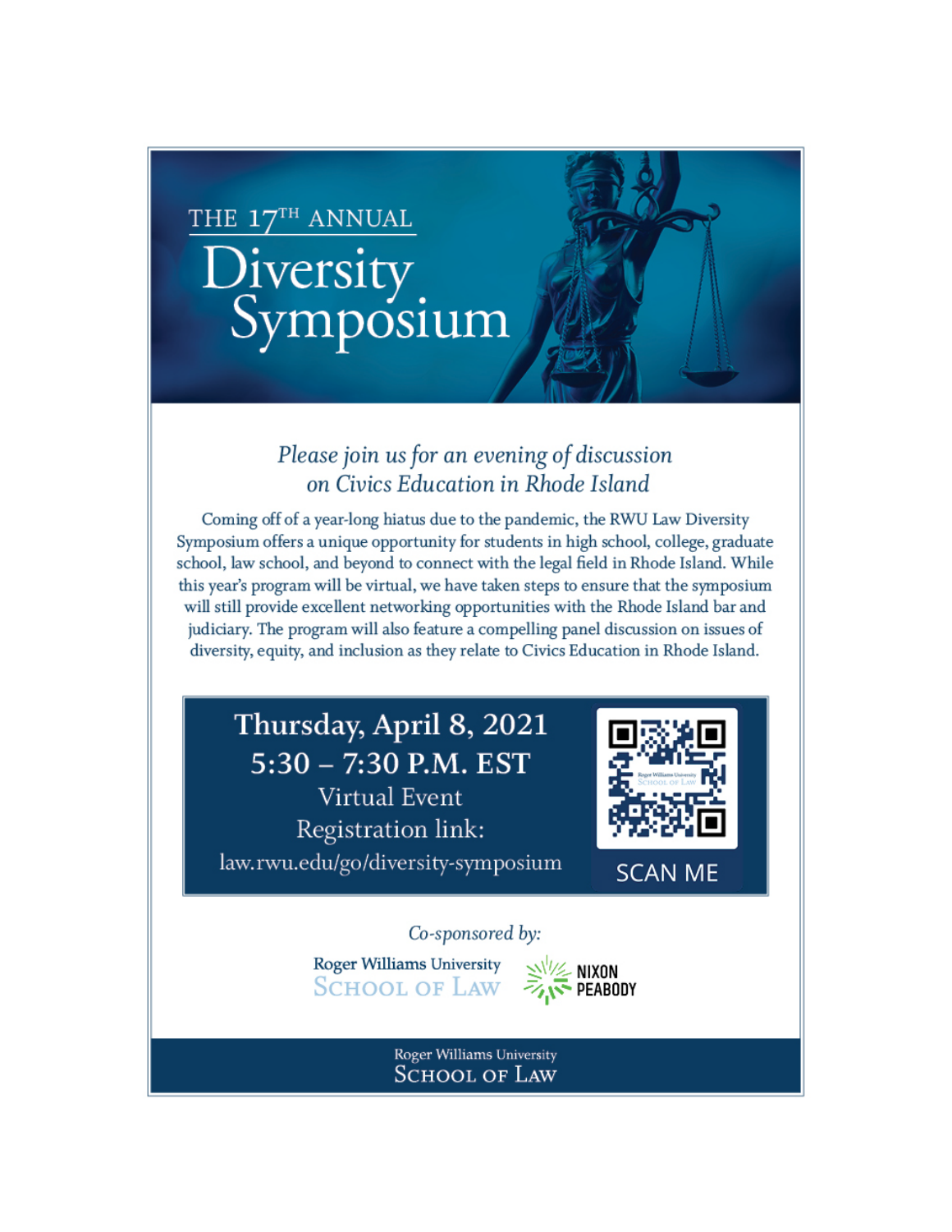THE 17TH ANNUAL

# Diversity Symposium

## *Please join us for an evening of discussion on Civics Education in Rhode Island*

Coming off of a year-long hiatus due to the pandemic, the RWU Law Diversity Symposium offers a unique opportunity for students in high school, college, graduate school, law school, and beyond to connect with the legal field in Rhode Island. While this year's program will be virtual, we have taken steps to ensure that the symposium will still provide excellent networking opportunities with the Rhode Island bar and judiciary. The program will also feature a compelling panel discussion on issues of diversity, equity, and inclusion as they relate to Civics Education in Rhode Island.

**Thursday, April 8, 2021**
**5:30 – 7:30 P.M. EST**
Virtual Event
Registration link:
law.rwu.edu/go/diversity-symposium

SCAN ME

*Co-sponsored by:*

Roger Williams University School of Law

Nixon Peabody

Roger Williams University School of Law